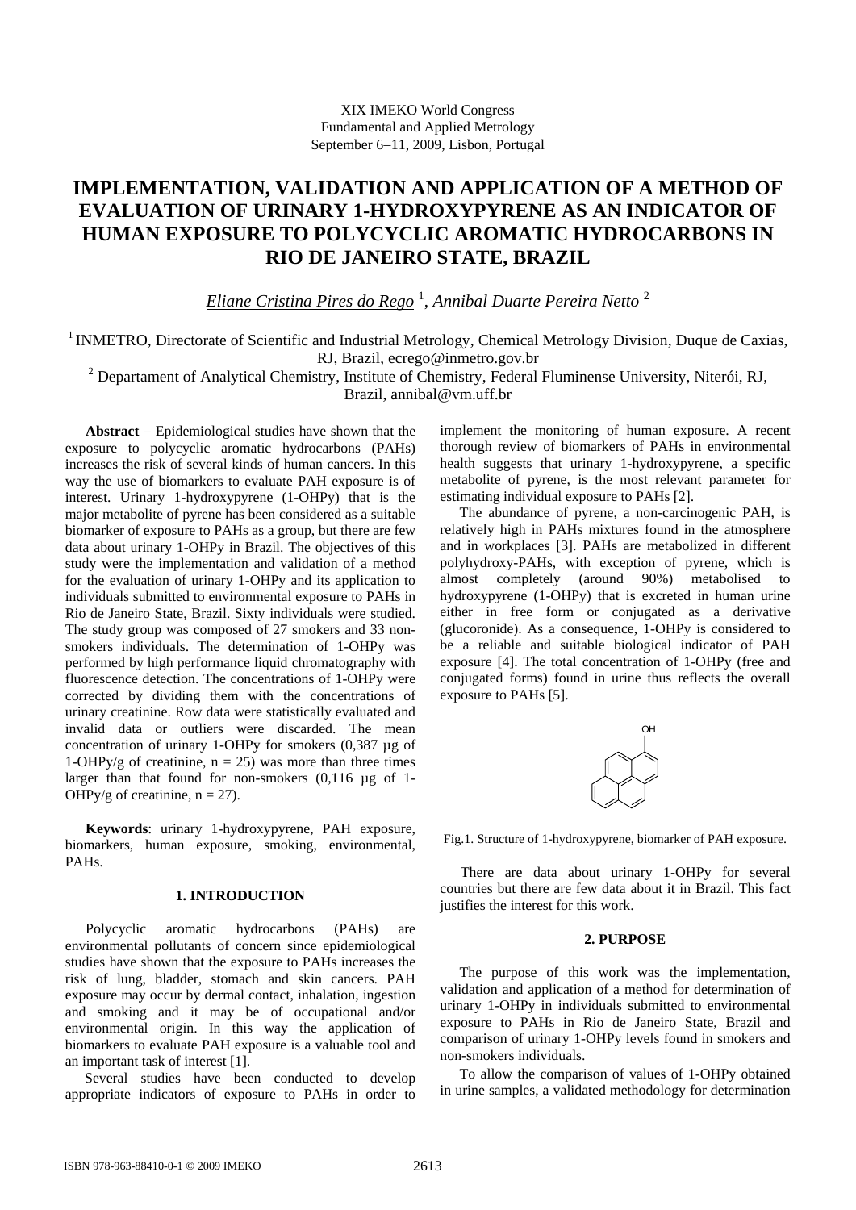XIX IMEKO World Congress
Fundamental and Applied Metrology
September 6−11, 2009, Lisbon, Portugal

# IMPLEMENTATION, VALIDATION AND APPLICATION OF A METHOD OF EVALUATION OF URINARY 1-HYDROXYPYRENE AS AN INDICATOR OF HUMAN EXPOSURE TO POLYCYCLIC AROMATIC HYDROCARBONS IN RIO DE JANEIRO STATE, BRAZIL

*Eliane Cristina Pires do Rego* [1], *Annibal Duarte Pereira Netto* [2]

[1] INMETRO, Directorate of Scientific and Industrial Metrology, Chemical Metrology Division, Duque de Caxias, RJ, Brazil, ecrego@inmetro.gov.br

[2] Departament of Analytical Chemistry, Institute of Chemistry, Federal Fluminense University, Niterói, RJ, Brazil, annibal@vm.uff.br

**Abstract** – Epidemiological studies have shown that the exposure to polycyclic aromatic hydrocarbons (PAHs) increases the risk of several kinds of human cancers. In this way the use of biomarkers to evaluate PAH exposure is of interest. Urinary 1-hydroxypyrene (1-OHPy) that is the major metabolite of pyrene has been considered as a suitable biomarker of exposure to PAHs as a group, but there are few data about urinary 1-OHPy in Brazil. The objectives of this study were the implementation and validation of a method for the evaluation of urinary 1-OHPy and its application to individuals submitted to environmental exposure to PAHs in Rio de Janeiro State, Brazil. Sixty individuals were studied. The study group was composed of 27 smokers and 33 non-smokers individuals. The determination of 1-OHPy was performed by high performance liquid chromatography with fluorescence detection. The concentrations of 1-OHPy were corrected by dividing them with the concentrations of urinary creatinine. Row data were statistically evaluated and invalid data or outliers were discarded. The mean concentration of urinary 1-OHPy for smokers (0,387 µg of 1-OHPy/g of creatinine, n = 25) was more than three times larger than that found for non-smokers (0,116 µg of 1-OHPy/g of creatinine, n = 27).

**Keywords**: urinary 1-hydroxypyrene, PAH exposure, biomarkers, human exposure, smoking, environmental, PAHs.

## 1. INTRODUCTION

Polycyclic aromatic hydrocarbons (PAHs) are environmental pollutants of concern since epidemiological studies have shown that the exposure to PAHs increases the risk of lung, bladder, stomach and skin cancers. PAH exposure may occur by dermal contact, inhalation, ingestion and smoking and it may be of occupational and/or environmental origin. In this way the application of biomarkers to evaluate PAH exposure is a valuable tool and an important task of interest [1].

Several studies have been conducted to develop appropriate indicators of exposure to PAHs in order to implement the monitoring of human exposure. A recent thorough review of biomarkers of PAHs in environmental health suggests that urinary 1-hydroxypyrene, a specific metabolite of pyrene, is the most relevant parameter for estimating individual exposure to PAHs [2].

The abundance of pyrene, a non-carcinogenic PAH, is relatively high in PAHs mixtures found in the atmosphere and in workplaces [3]. PAHs are metabolized in different polyhydroxy-PAHs, with exception of pyrene, which is almost completely (around 90%) metabolised to hydroxypyrene (1-OHPy) that is excreted in human urine either in free form or conjugated as a derivative (glucoronide). As a consequence, 1-OHPy is considered to be a reliable and suitable biological indicator of PAH exposure [4]. The total concentration of 1-OHPy (free and conjugated forms) found in urine thus reflects the overall exposure to PAHs [5].

Fig.1. Structure of 1-hydroxypyrene, biomarker of PAH exposure.

There are data about urinary 1-OHPy for several countries but there are few data about it in Brazil. This fact justifies the interest for this work.

## 2. PURPOSE

The purpose of this work was the implementation, validation and application of a method for determination of urinary 1-OHPy in individuals submitted to environmental exposure to PAHs in Rio de Janeiro State, Brazil and comparison of urinary 1-OHPy levels found in smokers and non-smokers individuals.

To allow the comparison of values of 1-OHPy obtained in urine samples, a validated methodology for determination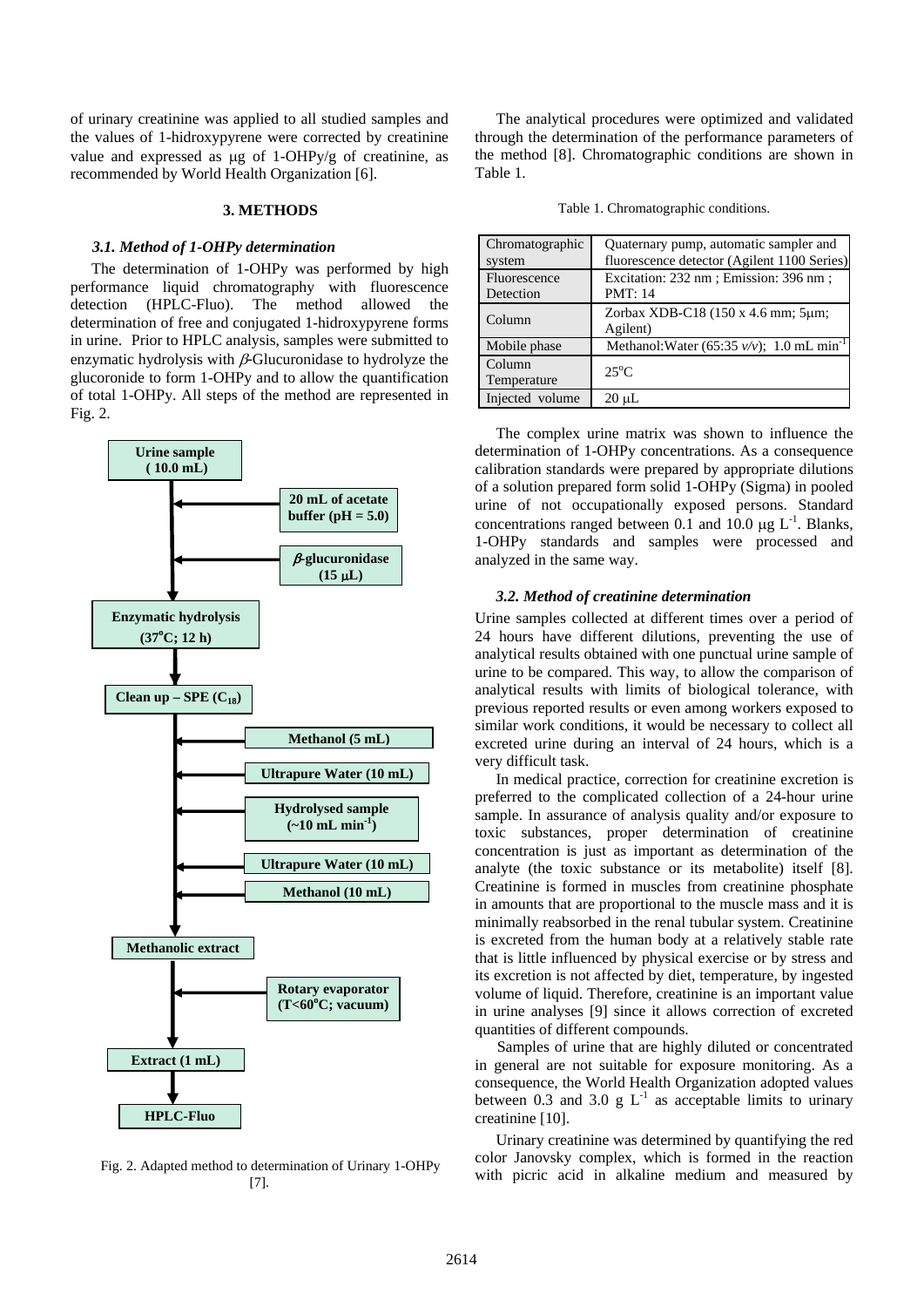of urinary creatinine was applied to all studied samples and the values of 1-hidroxypyrene were corrected by creatinine value and expressed as μg of 1-OHPy/g of creatinine, as recommended by World Health Organization [6].

## 3. METHODS

### *3.1. Method of 1-OHPy determination*

The determination of 1-OHPy was performed by high performance liquid chromatography with fluorescence detection (HPLC-Fluo). The method allowed the determination of free and conjugated 1-hidroxypyrene forms in urine. Prior to HPLC analysis, samples were submitted to enzymatic hydrolysis with *β*-Glucuronidase to hydrolyze the glucoronide to form 1-OHPy and to allow the quantification of total 1-OHPy. All steps of the method are represented in Fig. 2.

- **Urine sample (10.0 mL)**
  - ← **20 mL of acetate buffer (pH = 5.0)**
  - ← ***β*-glucuronidase (15 μL)**
- **Enzymatic hydrolysis (37°C; 12 h)**
- **Clean up – SPE ($C_{18}$)**
  - ← **Methanol (5 mL)**
  - ← **Ultrapure Water (10 mL)**
  - ← **Hydrolysed sample (~10 mL min$^{-1}$)**
  - ← **Ultrapure Water (10 mL)**
  - ← **Methanol (10 mL)**
- **Methanolic extract**
  - ← **Rotary evaporator (T<60°C; vacuum)**
- **Extract (1 mL)**
- **HPLC-Fluo**

Fig. 2. Adapted method to determination of Urinary 1-OHPy [7].

The analytical procedures were optimized and validated through the determination of the performance parameters of the method [8]. Chromatographic conditions are shown in Table 1.

Table 1. Chromatographic conditions.

| | |
|---|---|
| Chromatographic system | Quaternary pump, automatic sampler and fluorescence detector (Agilent 1100 Series) |
| Fluorescence Detection | Excitation: 232 nm ; Emission: 396 nm ; PMT: 14 |
| Column | Zorbax XDB-C18 (150 x 4.6 mm; 5μm; Agilent) |
| Mobile phase | Methanol:Water (65:35 *v/v*); 1.0 mL min$^{-1}$ |
| Column Temperature | 25°C |
| Injected volume | 20 μL |

The complex urine matrix was shown to influence the determination of 1-OHPy concentrations. As a consequence calibration standards were prepared by appropriate dilutions of a solution prepared form solid 1-OHPy (Sigma) in pooled urine of not occupationally exposed persons. Standard concentrations ranged between 0.1 and 10.0 μg L$^{-1}$. Blanks, 1-OHPy standards and samples were processed and analyzed in the same way.

### *3.2. Method of creatinine determination*

Urine samples collected at different times over a period of 24 hours have different dilutions, preventing the use of analytical results obtained with one punctual urine sample of urine to be compared. This way, to allow the comparison of analytical results with limits of biological tolerance, with previous reported results or even among workers exposed to similar work conditions, it would be necessary to collect all excreted urine during an interval of 24 hours, which is a very difficult task.

In medical practice, correction for creatinine excretion is preferred to the complicated collection of a 24-hour urine sample. In assurance of analysis quality and/or exposure to toxic substances, proper determination of creatinine concentration is just as important as determination of the analyte (the toxic substance or its metabolite) itself [8]. Creatinine is formed in muscles from creatinine phosphate in amounts that are proportional to the muscle mass and it is minimally reabsorbed in the renal tubular system. Creatinine is excreted from the human body at a relatively stable rate that is little influenced by physical exercise or by stress and its excretion is not affected by diet, temperature, by ingested volume of liquid. Therefore, creatinine is an important value in urine analyses [9] since it allows correction of excreted quantities of different compounds.

Samples of urine that are highly diluted or concentrated in general are not suitable for exposure monitoring. As a consequence, the World Health Organization adopted values between 0.3 and 3.0 g L$^{-1}$ as acceptable limits to urinary creatinine [10].

Urinary creatinine was determined by quantifying the red color Janovsky complex, which is formed in the reaction with picric acid in alkaline medium and measured by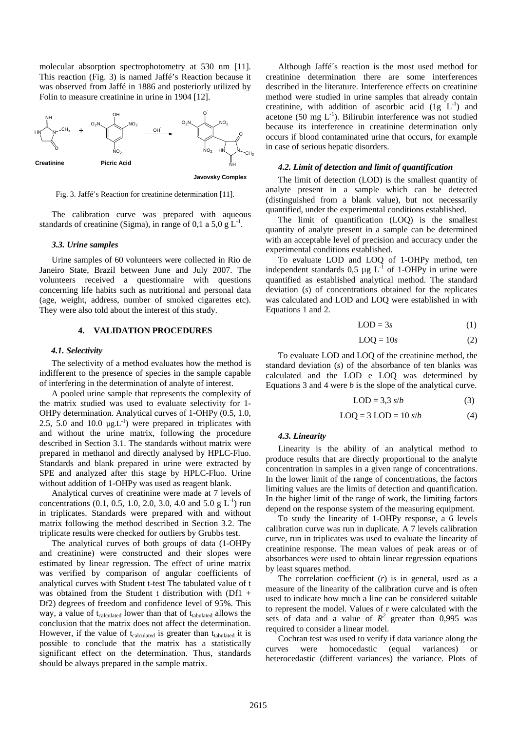molecular absorption spectrophotometry at 530 nm [11]. This reaction (Fig. 3) is named Jaffé's Reaction because it was observed from Jaffé in 1886 and posteriorly utilized by Folin to measure creatinine in urine in 1904 [12].

Fig. 3. Jaffé's Reaction for creatinine determination [11].

The calibration curve was prepared with aqueous standards of creatinine (Sigma), in range of 0,1 a 5,0 g $L^{-1}$.

### 3.3. Urine samples

Urine samples of 60 volunteers were collected in Rio de Janeiro State, Brazil between June and July 2007. The volunteers received a questionnaire with questions concerning life habits such as nutritional and personal data (age, weight, address, number of smoked cigarettes etc). They were also told about the interest of this study.

## 4. VALIDATION PROCEDURES

### 4.1. Selectivity

The selectivity of a method evaluates how the method is indifferent to the presence of species in the sample capable of interfering in the determination of analyte of interest.

A pooled urine sample that represents the complexity of the matrix studied was used to evaluate selectivity for 1-OHPy determination. Analytical curves of 1-OHPy (0.5, 1.0, 2.5, 5.0 and 10.0 μg.$L^{-1}$) were prepared in triplicates with and without the urine matrix, following the procedure described in Section 3.1. The standards without matrix were prepared in methanol and directly analysed by HPLC-Fluo. Standards and blank prepared in urine were extracted by SPE and analyzed after this stage by HPLC-Fluo. Urine without addition of 1-OHPy was used as reagent blank.

Analytical curves of creatinine were made at 7 levels of concentrations (0.1, 0.5, 1.0, 2.0, 3.0, 4.0 and 5.0 g $L^{-1}$) run in triplicates. Standards were prepared with and without matrix following the method described in Section 3.2. The triplicate results were checked for outliers by Grubbs test.

The analytical curves of both groups of data (1-OHPy and creatinine) were constructed and their slopes were estimated by linear regression. The effect of urine matrix was verified by comparison of angular coefficients of analytical curves with Student t-test The tabulated value of t was obtained from the Student t distribution with (Df1 + Df2) degrees of freedom and confidence level of 95%. This way, a value of $t_{calculated}$ lower than that of $t_{tabulated}$ allows the conclusion that the matrix does not affect the determination. However, if the value of $t_{calculated}$ is greater than $t_{tabulated}$ it is possible to conclude that the matrix has a statistically significant effect on the determination. Thus, standards should be always prepared in the sample matrix.

Although Jaffé´s reaction is the most used method for creatinine determination there are some interferences described in the literature. Interference effects on creatinine method were studied in urine samples that already contain creatinine, with addition of ascorbic acid (1g $L^{-1}$) and acetone (50 mg $L^{-1}$). Bilirubin interference was not studied because its interference in creatinine determination only occurs if blood contaminated urine that occurs, for example in case of serious hepatic disorders.

### 4.2. Limit of detection and limit of quantification

The limit of detection (LOD) is the smallest quantity of analyte present in a sample which can be detected (distinguished from a blank value), but not necessarily quantified, under the experimental conditions established.

The limit of quantification (LOQ) is the smallest quantity of analyte present in a sample can be determined with an acceptable level of precision and accuracy under the experimental conditions established.

To evaluate LOD and LOQ of 1-OHPy method, ten independent standards 0,5 μg $L^{-1}$ of 1-OHPy in urine were quantified as established analytical method. The standard deviation ($s$) of concentrations obtained for the replicates was calculated and LOD and LOQ were established in with Equations 1 and 2.

$$\text{LOD} = 3s \quad (1)$$

$$\text{LOQ} = 10s \quad (2)$$

To evaluate LOD and LOQ of the creatinine method, the standard deviation ($s$) of the absorbance of ten blanks was calculated and the LOD e LOQ was determined by Equations 3 and 4 were $b$ is the slope of the analytical curve.

$$\text{LOD} = 3{,}3\ s/b \quad (3)$$

$$\text{LOQ} = 3\ \text{LOD} = 10\ s/b \quad (4)$$

### 4.3. Linearity

Linearity is the ability of an analytical method to produce results that are directly proportional to the analyte concentration in samples in a given range of concentrations. In the lower limit of the range of concentrations, the factors limiting values are the limits of detection and quantification. In the higher limit of the range of work, the limiting factors depend on the response system of the measuring equipment.

To study the linearity of 1-OHPy response, a 6 levels calibration curve was run in duplicate. A 7 levels calibration curve, run in triplicates was used to evaluate the linearity of creatinine response. The mean values of peak areas or of absorbances were used to obtain linear regression equations by least squares method.

The correlation coefficient ($r$) is in general, used as a measure of the linearity of the calibration curve and is often used to indicate how much a line can be considered suitable to represent the model. Values of r were calculated with the sets of data and a value of $R^2$ greater than 0,995 was required to consider a linear model.

Cochran test was used to verify if data variance along the curves were homocedastic (equal variances) or heterocedastic (different variances) the variance. Plots of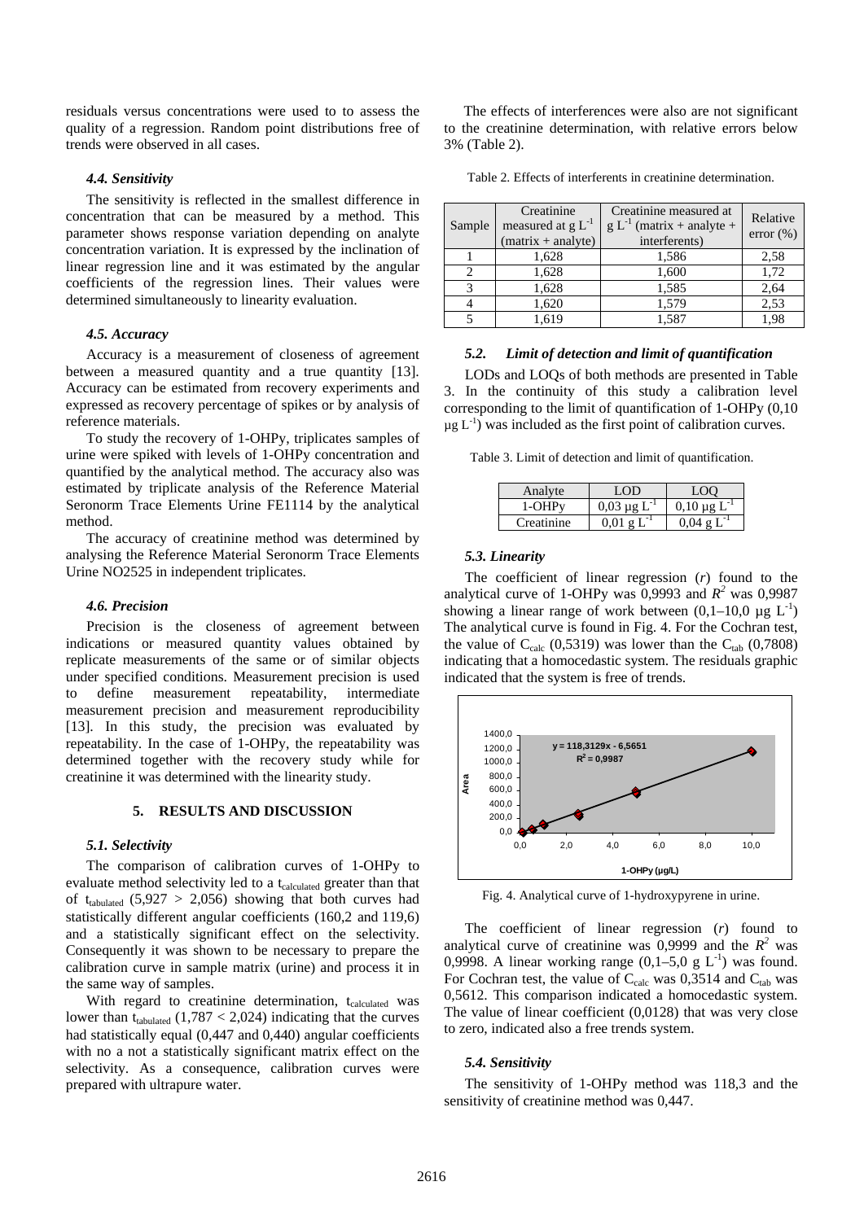residuals versus concentrations were used to to assess the quality of a regression. Random point distributions free of trends were observed in all cases.

#### *4.4. Sensitivity*

The sensitivity is reflected in the smallest difference in concentration that can be measured by a method. This parameter shows response variation depending on analyte concentration variation. It is expressed by the inclination of linear regression line and it was estimated by the angular coefficients of the regression lines. Their values were determined simultaneously to linearity evaluation.

#### *4.5. Accuracy*

Accuracy is a measurement of closeness of agreement between a measured quantity and a true quantity [13]. Accuracy can be estimated from recovery experiments and expressed as recovery percentage of spikes or by analysis of reference materials.

To study the recovery of 1-OHPy, triplicates samples of urine were spiked with levels of 1-OHPy concentration and quantified by the analytical method. The accuracy also was estimated by triplicate analysis of the Reference Material Seronorm Trace Elements Urine FE1114 by the analytical method.

The accuracy of creatinine method was determined by analysing the Reference Material Seronorm Trace Elements Urine NO2525 in independent triplicates.

#### *4.6. Precision*

Precision is the closeness of agreement between indications or measured quantity values obtained by replicate measurements of the same or of similar objects under specified conditions. Measurement precision is used to define measurement repeatability, intermediate measurement precision and measurement reproducibility [13]. In this study, the precision was evaluated by repeatability. In the case of 1-OHPy, the repeatability was determined together with the recovery study while for creatinine it was determined with the linearity study.

### 5. RESULTS AND DISCUSSION

#### *5.1. Selectivity*

The comparison of calibration curves of 1-OHPy to evaluate method selectivity led to a $t_{calculated}$ greater than that of $t_{tabulated}$ (5,927 > 2,056) showing that both curves had statistically different angular coefficients (160,2 and 119,6) and a statistically significant effect on the selectivity. Consequently it was shown to be necessary to prepare the calibration curve in sample matrix (urine) and process it in the same way of samples.

With regard to creatinine determination, $t_{calculated}$ was lower than $t_{tabulated}$ (1,787 < 2,024) indicating that the curves had statistically equal (0,447 and 0,440) angular coefficients with no a not a statistically significant matrix effect on the selectivity. As a consequence, calibration curves were prepared with ultrapure water.

The effects of interferences were also are not significant to the creatinine determination, with relative errors below 3% (Table 2).

Table 2. Effects of interferents in creatinine determination.

| Sample | Creatinine measured at g $L^{-1}$ (matrix + analyte) | Creatinine measured at g $L^{-1}$ (matrix + analyte + interferents) | Relative error (%) |
|---|---|---|---|
| 1 | 1,628 | 1,586 | 2,58 |
| 2 | 1,628 | 1,600 | 1,72 |
| 3 | 1,628 | 1,585 | 2,64 |
| 4 | 1,620 | 1,579 | 2,53 |
| 5 | 1,619 | 1,587 | 1,98 |

#### *5.2. Limit of detection and limit of quantification*

LODs and LOQs of both methods are presented in Table 3. In the continuity of this study a calibration level corresponding to the limit of quantification of 1-OHPy (0,10 μg $L^{-1}$) was included as the first point of calibration curves.

Table 3. Limit of detection and limit of quantification.

| Analyte | LOD | LOQ |
|---|---|---|
| 1-OHPy | 0,03 μg $L^{-1}$ | 0,10 μg $L^{-1}$ |
| Creatinine | 0,01 g $L^{-1}$ | 0,04 g $L^{-1}$ |

#### *5.3. Linearity*

The coefficient of linear regression (*r*) found to the analytical curve of 1-OHPy was 0,9993 and $R^2$ was 0,9987 showing a linear range of work between (0,1–10,0 μg $L^{-1}$) The analytical curve is found in Fig. 4. For the Cochran test, the value of $C_{calc}$ (0,5319) was lower than the $C_{tab}$ (0,7808) indicating that a homocedastic system. The residuals graphic indicated that the system is free of trends.

Fig. 4. Analytical curve of 1-hydroxypyrene in urine.

The coefficient of linear regression (*r*) found to analytical curve of creatinine was 0,9999 and the $R^2$ was 0,9998. A linear working range (0,1–5,0 g $L^{-1}$) was found. For Cochran test, the value of $C_{calc}$ was 0,3514 and $C_{tab}$ was 0,5612. This comparison indicated a homocedastic system. The value of linear coefficient (0,0128) that was very close to zero, indicated also a free trends system.

#### *5.4. Sensitivity*

The sensitivity of 1-OHPy method was 118,3 and the sensitivity of creatinine method was 0,447.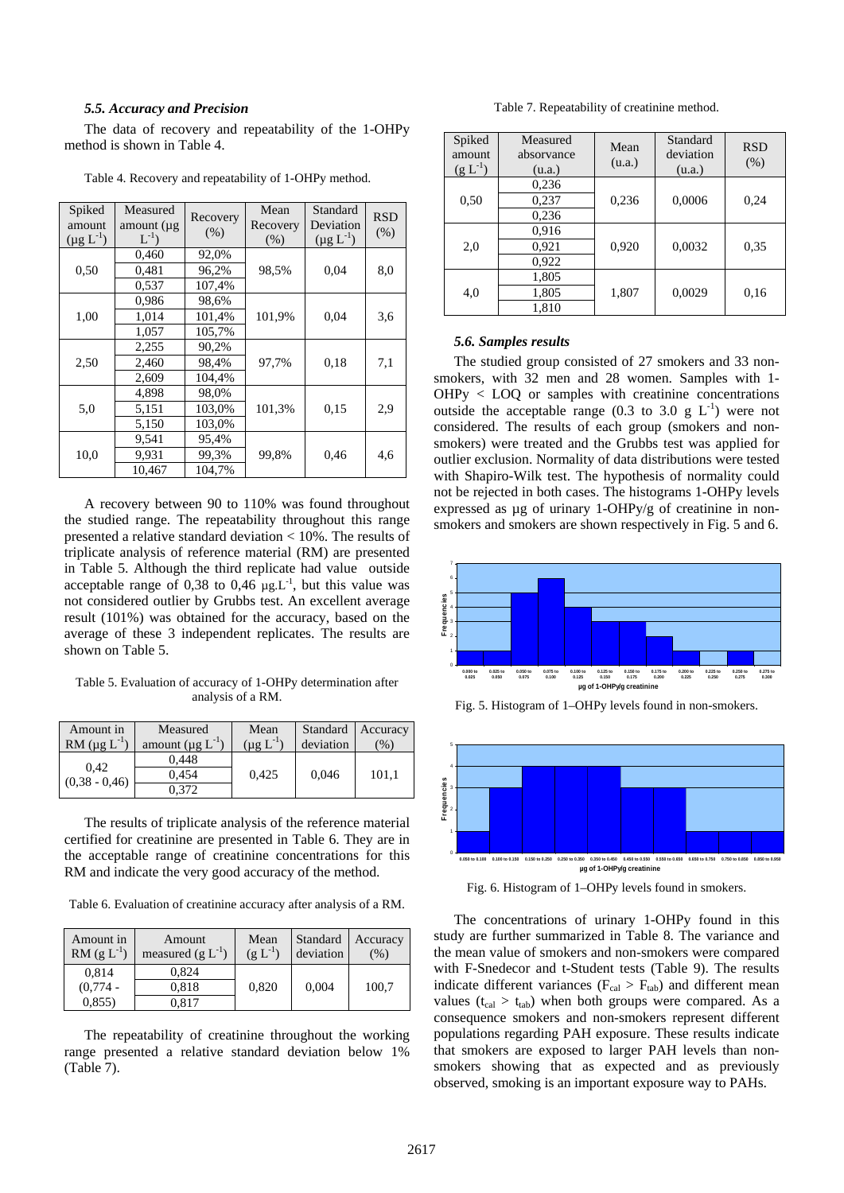### 5.5. Accuracy and Precision

The data of recovery and repeatability of the 1-OHPy method is shown in Table 4.

Table 4. Recovery and repeatability of 1-OHPy method.

| Spiked amount ($\mu g\ L^{-1}$) | Measured amount ($\mu g\ L^{-1}$) | Recovery (%) | Mean Recovery (%) | Standard Deviation ($\mu g\ L^{-1}$) | RSD (%) |
|---|---|---|---|---|---|
| 0,50 | 0,460 | 92,0% | 98,5% | 0,04 | 8,0 |
| | 0,481 | 96,2% | | | |
| | 0,537 | 107,4% | | | |
| 1,00 | 0,986 | 98,6% | 101,9% | 0,04 | 3,6 |
| | 1,014 | 101,4% | | | |
| | 1,057 | 105,7% | | | |
| 2,50 | 2,255 | 90,2% | 97,7% | 0,18 | 7,1 |
| | 2,460 | 98,4% | | | |
| | 2,609 | 104,4% | | | |
| 5,0 | 4,898 | 98,0% | 101,3% | 0,15 | 2,9 |
| | 5,151 | 103,0% | | | |
| | 5,150 | 103,0% | | | |
| 10,0 | 9,541 | 95,4% | 99,8% | 0,46 | 4,6 |
| | 9,931 | 99,3% | | | |
| | 10,467 | 104,7% | | | |

A recovery between 90 to 110% was found throughout the studied range. The repeatability throughout this range presented a relative standard deviation < 10%. The results of triplicate analysis of reference material (RM) are presented in Table 5. Although the third replicate had value outside acceptable range of 0,38 to 0,46 $\mu g.L^{-1}$, but this value was not considered outlier by Grubbs test. An excellent average result (101%) was obtained for the accuracy, based on the average of these 3 independent replicates. The results are shown on Table 5.

Table 5. Evaluation of accuracy of 1-OHPy determination after analysis of a RM.

| Amount in RM ($\mu g\ L^{-1}$) | Measured amount ($\mu g\ L^{-1}$) | Mean ($\mu g\ L^{-1}$) | Standard deviation | Accuracy (%) |
|---|---|---|---|---|
| 0,42 (0,38 - 0,46) | 0,448 | 0,425 | 0,046 | 101,1 |
| | 0,454 | | | |
| | 0,372 | | | |

The results of triplicate analysis of the reference material certified for creatinine are presented in Table 6. They are in the acceptable range of creatinine concentrations for this RM and indicate the very good accuracy of the method.

Table 6. Evaluation of creatinine accuracy after analysis of a RM.

| Amount in RM ($g\ L^{-1}$) | Amount measured ($g\ L^{-1}$) | Mean ($g\ L^{-1}$) | Standard deviation | Accuracy (%) |
|---|---|---|---|---|
| 0,814 (0,774 - 0,855) | 0,824 | 0,820 | 0,004 | 100,7 |
| | 0,818 | | | |
| | 0,817 | | | |

The repeatability of creatinine throughout the working range presented a relative standard deviation below 1% (Table 7).

Table 7. Repeatability of creatinine method.

| Spiked amount ($g\ L^{-1}$) | Measured absorvance (u.a.) | Mean (u.a.) | Standard deviation (u.a.) | RSD (%) |
|---|---|---|---|---|
| 0,50 | 0,236 | 0,236 | 0,0006 | 0,24 |
| | 0,237 | | | |
| | 0,236 | | | |
| 2,0 | 0,916 | 0,920 | 0,0032 | 0,35 |
| | 0,921 | | | |
| | 0,922 | | | |
| 4,0 | 1,805 | 1,807 | 0,0029 | 0,16 |
| | 1,805 | | | |
| | 1,810 | | | |

### 5.6. Samples results

The studied group consisted of 27 smokers and 33 non-smokers, with 32 men and 28 women. Samples with 1-OHPy < LOQ or samples with creatinine concentrations outside the acceptable range (0.3 to 3.0 g $L^{-1}$) were not considered. The results of each group (smokers and non-smokers) were treated and the Grubbs test was applied for outlier exclusion. Normality of data distributions were tested with Shapiro-Wilk test. The hypothesis of normality could not be rejected in both cases. The histograms 1-OHPy levels expressed as µg of urinary 1-OHPy/g of creatinine in non-smokers and smokers are shown respectively in Fig. 5 and 6.

Fig. 5. Histogram of 1–OHPy levels found in non-smokers.

Fig. 6. Histogram of 1–OHPy levels found in smokers.

The concentrations of urinary 1-OHPy found in this study are further summarized in Table 8. The variance and the mean value of smokers and non-smokers were compared with F-Snedecor and t-Student tests (Table 9). The results indicate different variances ($F_{cal} > F_{tab}$) and different mean values ($t_{cal} > t_{tab}$) when both groups were compared. As a consequence smokers and non-smokers represent different populations regarding PAH exposure. These results indicate that smokers are exposed to larger PAH levels than non-smokers showing that as expected and as previously observed, smoking is an important exposure way to PAHs.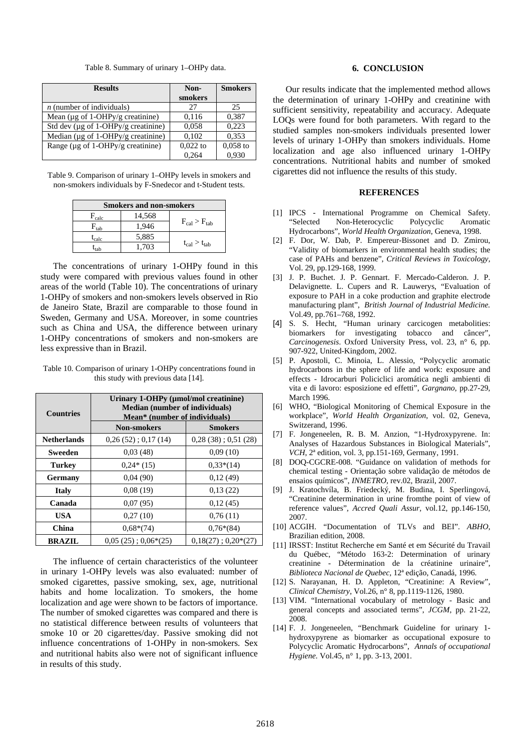Table 8. Summary of urinary 1–OHPy data.

| Results | Non-smokers | Smokers |
|---|---|---|
| *n* (number of individuals) | 27 | 25 |
| Mean (µg of 1-OHPy/g creatinine) | 0,116 | 0,387 |
| Std dev (µg of 1-OHPy/g creatinine) | 0,058 | 0,223 |
| Median (µg of 1-OHPy/g creatinine) | 0,102 | 0,353 |
| Range (µg of 1-OHPy/g creatinine) | 0,022 to 0,264 | 0,058 to 0,930 |

Table 9. Comparison of urinary 1–OHPy levels in smokers and non-smokers individuals by F-Snedecor and t-Student tests.

| Smokers and non-smokers | | |
|---|---|---|
| $F_{calc}$ | 14,568 | $F_{cal} > F_{tab}$ |
| $F_{tab}$ | 1,946 | |
| $t_{calc}$ | 5,885 | $t_{cal} > t_{tab}$ |
| $t_{tab}$ | 1,703 | |

The concentrations of urinary 1-OHPy found in this study were compared with previous values found in other areas of the world (Table 10). The concentrations of urinary 1-OHPy of smokers and non-smokers levels observed in Rio de Janeiro State, Brazil are comparable to those found in Sweden, Germany and USA. Moreover, in some countries such as China and USA, the difference between urinary 1-OHPy concentrations of smokers and non-smokers are less expressive than in Brazil.

Table 10. Comparison of urinary 1-OHPy concentrations found in this study with previous data [14].

| Countries | Urinary 1-OHPy (µmol/mol creatinine) Median (number of individuals) Mean* (number of individuals) | |
|---|---|---|
| | **Non-smokers** | **Smokers** |
| **Netherlands** | 0,26 (52) ; 0,17 (14) | 0,28 (38) ; 0,51 (28) |
| **Sweeden** | 0,03 (48) | 0,09 (10) |
| **Turkey** | 0,24* (15) | 0,33*(14) |
| **Germany** | 0,04 (90) | 0,12 (49) |
| **Italy** | 0,08 (19) | 0,13 (22) |
| **Canada** | 0,07 (95) | 0,12 (45) |
| **USA** | 0,27 (10) | 0,76 (11) |
| **China** | 0,68*(74) | 0,76*(84) |
| **BRAZIL** | 0,05 (25) ; 0,06*(25) | 0,18(27) ; 0,20*(27) |

The influence of certain characteristics of the volunteer in urinary 1-OHPy levels was also evaluated: number of smoked cigarettes, passive smoking, sex, age, nutritional habits and home localization. To smokers, the home localization and age were shown to be factors of importance. The number of smoked cigarettes was compared and there is no statistical difference between results of volunteers that smoke 10 or 20 cigarettes/day. Passive smoking did not influence concentrations of 1-OHPy in non-smokers. Sex and nutritional habits also were not of significant influence in results of this study.

## 6. CONCLUSION

Our results indicate that the implemented method allows the determination of urinary 1-OHPy and creatinine with sufficient sensitivity, repeatability and accuracy. Adequate LOQs were found for both parameters. With regard to the studied samples non-smokers individuals presented lower levels of urinary 1-OHPy than smokers individuals. Home localization and age also influenced urinary 1-OHPy concentrations. Nutritional habits and number of smoked cigarettes did not influence the results of this study.

## REFERENCES

[1] IPCS - International Programme on Chemical Safety. “Selected Non-Heterocyclic Polycyclic Aromatic Hydrocarbons”, *World Health Organization*, Geneva, 1998.

[2] F. Dor, W. Dab, P. Empereur-Bissonet and D. Zmirou, “Validity of biomarkers in environmental health studies; the case of PAHs and benzene”, *Critical Reviews in Toxicology*, Vol. 29, pp.129-168, 1999.

[3] J. P. Buchet. J. P. Gennart. F. Mercado-Calderon. J. P. Delavignette. L. Cupers and R. Lauwerys, “Evaluation of exposure to PAH in a coke production and graphite electrode manufacturing plant”, *British Journal of Industrial Medicine.* Vol.49, pp.761–768, 1992.

[4] S. S. Hecht, “Human urinary carcicogen metabolities: biomarkers for investigating tobacco and câncer”, *Carcinogenesis*. Oxford University Press, vol. 23, n° 6, pp. 907-922, United-Kingdom, 2002.

[5] P. Apostoli, C. Minoia, L. Alessio, “Polycyclic aromatic hydrocarbons in the sphere of life and work: exposure and effects - Idrocarburi Policiclici aromática negli ambienti di vita e di lavoro: esposizione ed effetti”, *Gargnano*, pp.27-29, March 1996.

[6] WHO, “Biological Monitoring of Chemical Exposure in the workplace”, *World Health Organization*, vol. 02, Geneva, Switzerand, 1996.

[7] F. Jongeneelen, R. B. M. Anzion, “1-Hydroxypyrene. In: Analyses of Hazardous Substances in Biological Materials”, *VCH*, 2ª edition, vol. 3, pp.151-169, Germany, 1991.

[8] DOQ-CGCRE-008. “Guidance on validation of methods for chemical testing - Orientação sobre validação de métodos de ensaios químicos”, *INMETRO*, rev.02, Brazil, 2007.

[9] J. Kratochvíla, B. Friedecký, M. Budina, I. Sperlingová, “Creatinine determination in urine fromthe point of view of reference values”, *Accred Quali Assur*, vol.12, pp.146-150, 2007.

[10] ACGIH. “Documentation of TLVs and BEI”. *ABHO*, Brazilian edition, 2008.

[11] IRSST: Institut Recherche em Santé et em Sécurité du Travail du Québec, “Método 163-2: Determination of urinary creatinine - Détermination de la créatinine urinaire”, *Biblioteca Nacional de Quebec*, 12ª edição, Canadá, 1996.

[12] S. Narayanan, H. D. Appleton, “Creatinine: A Review”, *Clinical Chemistry*, Vol.26, n° 8, pp.1119-1126, 1980.

[13] VIM. “International vocabulary of metrology - Basic and general concepts and associated terms”, *JCGM*, pp. 21-22, 2008.

[14] F. J. Jongeneelen, “Benchmark Guideline for urinary 1-hydroxypyrene as biomarker as occupational exposure to Polycyclic Aromatic Hydrocarbons”, *Annals of occupational Hygiene.* Vol.45, n° 1, pp. 3-13, 2001.